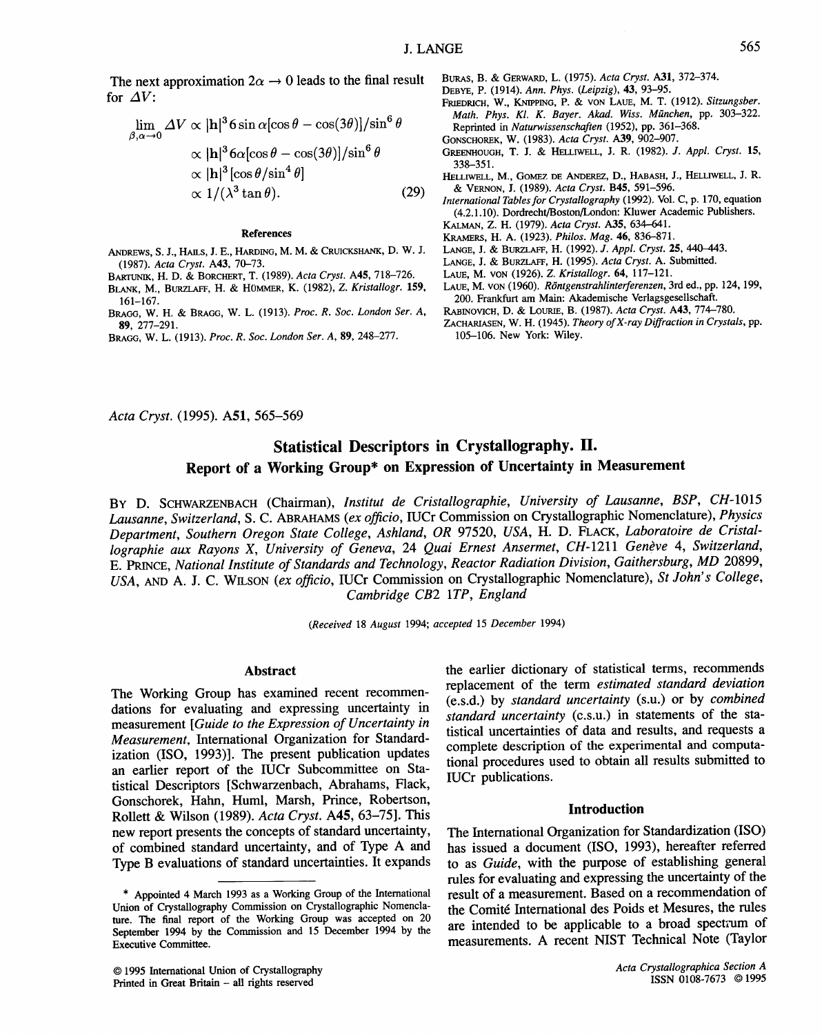The next approximation $2\alpha \to 0$ leads to the final result for $\Delta V$:

$$\begin{aligned}\lim_{\beta,\alpha\to 0} \Delta V &\propto |\mathbf{h}|^3 6 \sin\alpha[\cos\theta - \cos(3\theta)]/\sin^6\theta \\ &\propto |\mathbf{h}|^3 6\alpha[\cos\theta - \cos(3\theta)]/\sin^6\theta \\ &\propto |\mathbf{h}|^3 [\cos\theta/\sin^4\theta] \\ &\propto 1/(\lambda^3 \tan\theta). \end{aligned} \quad (29)$$

### References

ANDREWS, S. J., HAILS, J. E., HARDING, M. M. & CRUICKSHANK, D. W. J. (1987). *Acta Cryst.* A43, 70–73.

BARTUNIK, H. D. & BORCHERT, T. (1989). *Acta Cryst.* A45, 718–726.

BLANK, M., BURZLAFF, H. & HÜMMER, K. (1982), *Z. Kristallogr.* 159, 161–167.

BRAGG, W. H. & BRAGG, W. L. (1913). *Proc. R. Soc. London Ser. A*, 89, 277–291.

BRAGG, W. L. (1913). *Proc. R. Soc. London Ser. A*, 89, 248–277.

BURAS, B. & GERWARD, L. (1975). *Acta Cryst.* A31, 372–374.

DEBYE, P. (1914). *Ann. Phys. (Leipzig)*, 43, 93–95.

FRIEDRICH, W., KNIPPING, P. & VON LAUE, M. T. (1912). *Sitzungsber. Math. Phys. Kl. K. Bayer. Akad. Wiss. München*, pp. 303–322. Reprinted in *Naturwissenschaften* (1952), pp. 361–368.

GONSCHOREK, W. (1983). *Acta Cryst.* A39, 902–907.

GREENHOUGH, T. J. & HELLIWELL, J. R. (1982). *J. Appl. Cryst.* 15, 338–351.

HELLIWELL, M., GOMEZ DE ANDEREZ, D., HABASH, J., HELLIWELL, J. R. & VERNON, J. (1989). *Acta Cryst.* B45, 591–596.

*International Tables for Crystallography* (1992). Vol. C, p. 170, equation (4.2.1.10). Dordrecht/Boston/London: Kluwer Academic Publishers.

KALMAN, Z. H. (1979). *Acta Cryst.* A35, 634–641.

KRAMERS, H. A. (1923). *Philos. Mag.* 46, 836–871.

LANGE, J. & BURZLAFF, H. (1992). *J. Appl. Cryst.* 25, 440–443.

LANGE, J. & BURZLAFF, H. (1995). *Acta Cryst.* A. Submitted.

LAUE, M. VON (1926). *Z. Kristallogr.* 64, 117–121.

LAUE, M. VON (1960). *Röntgenstrahlinterferenzen*, 3rd ed., pp. 124, 199, 200. Frankfurt am Main: Akademische Verlagsgesellschaft.

RABINOVICH, D. & LOURIE, B. (1987). *Acta Cryst.* A43, 774–780.

ZACHARIASEN, W. H. (1945). *Theory of X-ray Diffraction in Crystals*, pp. 105–106. New York: Wiley.

*Acta Cryst.* (1995). A51, 565–569

# Statistical Descriptors in Crystallography. II.

## Report of a Working Group* on Expression of Uncertainty in Measurement

BY D. SCHWARZENBACH (Chairman), *Institut de Cristallographie, University of Lausanne, BSP, CH-1015 Lausanne, Switzerland*, S. C. ABRAHAMS (*ex officio*, IUCr Commission on Crystallographic Nomenclature), *Physics Department, Southern Oregon State College, Ashland, OR 97520, USA*, H. D. FLACK, *Laboratoire de Cristallographie aux Rayons X, University of Geneva, 24 Quai Ernest Ansermet, CH-1211 Genève 4, Switzerland*, E. PRINCE, *National Institute of Standards and Technology, Reactor Radiation Division, Gaithersburg, MD 20899, USA*, AND A. J. C. WILSON (*ex officio*, IUCr Commission on Crystallographic Nomenclature), *St John's College, Cambridge CB2 1TP, England*

(*Received 18 August 1994; accepted 15 December 1994*)

### Abstract

The Working Group has examined recent recommendations for evaluating and expressing uncertainty in measurement [*Guide to the Expression of Uncertainty in Measurement*, International Organization for Standardization (ISO, 1993)]. The present publication updates an earlier report of the IUCr Subcommittee on Statistical Descriptors [Schwarzenbach, Abrahams, Flack, Gonschorek, Hahn, Huml, Marsh, Prince, Robertson, Rollett & Wilson (1989). *Acta Cryst.* A45, 63–75]. This new report presents the concepts of standard uncertainty, of combined standard uncertainty, and of Type A and Type B evaluations of standard uncertainties. It expands the earlier dictionary of statistical terms, recommends replacement of the term *estimated standard deviation* (e.s.d.) by *standard uncertainty* (s.u.) or by *combined standard uncertainty* (c.s.u.) in statements of the statistical uncertainties of data and results, and requests a complete description of the experimental and computational procedures used to obtain all results submitted to IUCr publications.

\* Appointed 4 March 1993 as a Working Group of the International Union of Crystallography Commission on Crystallographic Nomenclature. The final report of the Working Group was accepted on 20 September 1994 by the Commission and 15 December 1994 by the Executive Committee.

### Introduction

The International Organization for Standardization (ISO) has issued a document (ISO, 1993), hereafter referred to as *Guide*, with the purpose of establishing general rules for evaluating and expressing the uncertainty of the result of a measurement. Based on a recommendation of the Comité International des Poids et Mesures, the rules are intended to be applicable to a broad spectrum of measurements. A recent NIST Technical Note (Taylor

© 1995 International Union of Crystallography
Printed in Great Britain – all rights reserved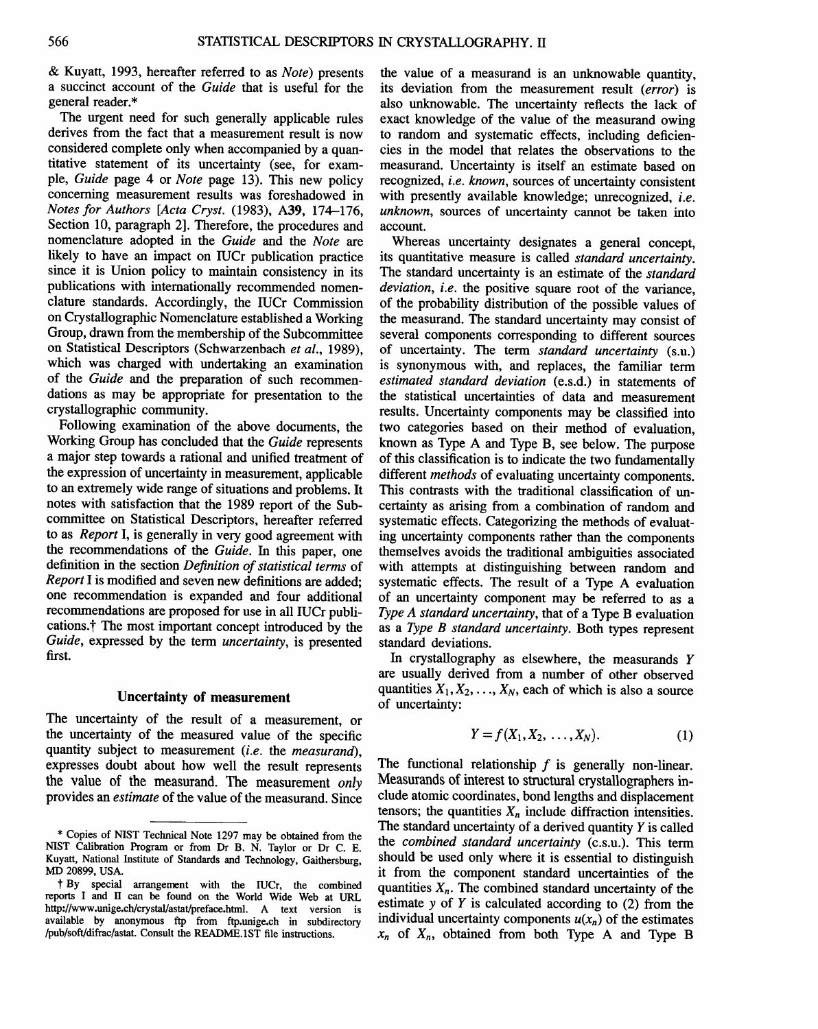& Kuyatt, 1993, hereafter referred to as *Note*) presents a succinct account of the *Guide* that is useful for the general reader.*

The urgent need for such generally applicable rules derives from the fact that a measurement result is now considered complete only when accompanied by a quantitative statement of its uncertainty (see, for example, *Guide* page 4 or *Note* page 13). This new policy concerning measurement results was foreshadowed in *Notes for Authors* [*Acta Cryst.* (1983), **A39**, 174–176, Section 10, paragraph 2]. Therefore, the procedures and nomenclature adopted in the *Guide* and the *Note* are likely to have an impact on IUCr publication practice since it is Union policy to maintain consistency in its publications with internationally recommended nomenclature standards. Accordingly, the IUCr Commission on Crystallographic Nomenclature established a Working Group, drawn from the membership of the Subcommittee on Statistical Descriptors (Schwarzenbach *et al.*, 1989), which was charged with undertaking an examination of the *Guide* and the preparation of such recommendations as may be appropriate for presentation to the crystallographic community.

Following examination of the above documents, the Working Group has concluded that the *Guide* represents a major step towards a rational and unified treatment of the expression of uncertainty in measurement, applicable to an extremely wide range of situations and problems. It notes with satisfaction that the 1989 report of the Subcommittee on Statistical Descriptors, hereafter referred to as *Report* I, is generally in very good agreement with the recommendations of the *Guide*. In this paper, one definition in the section *Definition of statistical terms* of *Report* I is modified and seven new definitions are added; one recommendation is expanded and four additional recommendations are proposed for use in all IUCr publications.† The most important concept introduced by the *Guide*, expressed by the term *uncertainty*, is presented first.

## Uncertainty of measurement

The uncertainty of the result of a measurement, or the uncertainty of the measured value of the specific quantity subject to measurement (*i.e.* the *measurand*), expresses doubt about how well the result represents the value of the measurand. The measurement *only* provides an *estimate* of the value of the measurand. Since the value of a measurand is an unknowable quantity, its deviation from the measurement result (*error*) is also unknowable. The uncertainty reflects the lack of exact knowledge of the value of the measurand owing to random and systematic effects, including deficiencies in the model that relates the observations to the measurand. Uncertainty is itself an estimate based on recognized, *i.e. known*, sources of uncertainty consistent with presently available knowledge; unrecognized, *i.e. unknown*, sources of uncertainty cannot be taken into account.

Whereas uncertainty designates a general concept, its quantitative measure is called *standard uncertainty*. The standard uncertainty is an estimate of the *standard deviation*, *i.e.* the positive square root of the variance, of the probability distribution of the possible values of the measurand. The standard uncertainty may consist of several components corresponding to different sources of uncertainty. The term *standard uncertainty* (s.u.) is synonymous with, and replaces, the familiar term *estimated standard deviation* (e.s.d.) in statements of the statistical uncertainties of data and measurement results. Uncertainty components may be classified into two categories based on their method of evaluation, known as Type A and Type B, see below. The purpose of this classification is to indicate the two fundamentally different *methods* of evaluating uncertainty components. This contrasts with the traditional classification of uncertainty as arising from a combination of random and systematic effects. Categorizing the methods of evaluating uncertainty components rather than the components themselves avoids the traditional ambiguities associated with attempts at distinguishing between random and systematic effects. The result of a Type A evaluation of an uncertainty component may be referred to as a *Type A standard uncertainty*, that of a Type B evaluation as a *Type B standard uncertainty*. Both types represent standard deviations.

In crystallography as elsewhere, the measurands $Y$ are usually derived from a number of other observed quantities $X_1, X_2, \ldots, X_N$, each of which is also a source of uncertainty:

$$Y = f(X_1, X_2, \ldots, X_N). \quad (1)$$

The functional relationship $f$ is generally non-linear. Measurands of interest to structural crystallographers include atomic coordinates, bond lengths and displacement tensors; the quantities $X_n$ include diffraction intensities. The standard uncertainty of a derived quantity $Y$ is called the *combined standard uncertainty* (c.s.u.). This term should be used only where it is essential to distinguish it from the component standard uncertainties of the quantities $X_n$. The combined standard uncertainty of the estimate $y$ of $Y$ is calculated according to (2) from the individual uncertainty components $u(x_n)$ of the estimates $x_n$ of $X_n$, obtained from both Type A and Type B

---

* Copies of NIST Technical Note 1297 may be obtained from the NIST Calibration Program or from Dr B. N. Taylor or Dr C. E. Kuyatt, National Institute of Standards and Technology, Gaithersburg, MD 20899, USA.

† By special arrangement with the IUCr, the combined reports I and II can be found on the World Wide Web at URL http://www.unige.ch/crystal/astat/preface.html. A text version is available by anonymous ftp from ftp.unige.ch in subdirectory /pub/soft/difrac/astat. Consult the README.1ST file instructions.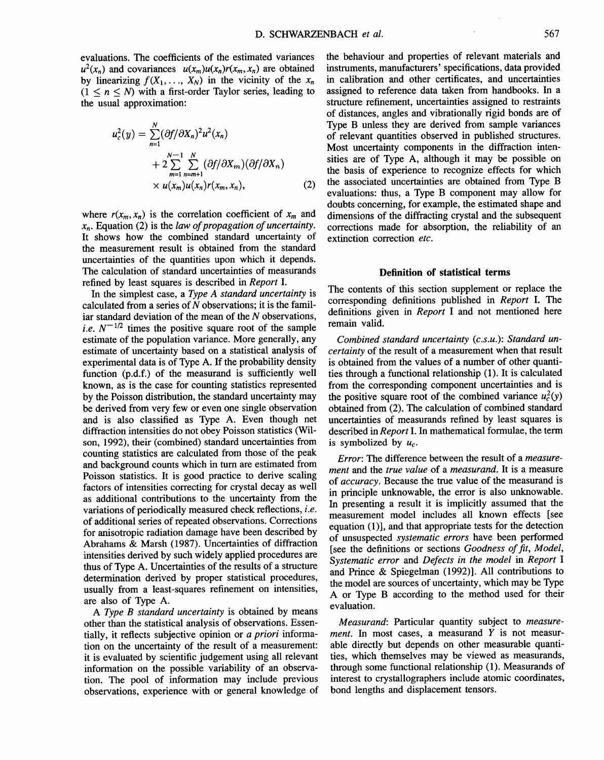evaluations. The coefficients of the estimated variances $u^2(x_n)$ and covariances $u(x_m)u(x_n)r(x_m, x_n)$ are obtained by linearizing $f(X_1, \ldots, X_N)$ in the vicinity of the $x_n$ $(1 \leq n \leq N)$ with a first-order Taylor series, leading to the usual approximation:

$$u_c^2(y) = \sum_{n=1}^{N} (\partial f/\partial X_n)^2 u^2(x_n) + 2\sum_{m=1}^{N-1} \sum_{n=m+1}^{N} (\partial f/\partial X_m)(\partial f/\partial X_n) \times u(x_m)u(x_n)r(x_m, x_n), \quad (2)$$

where $r(x_m, x_n)$ is the correlation coefficient of $x_m$ and $x_n$. Equation (2) is the *law of propagation of uncertainty*. It shows how the combined standard uncertainty of the measurement result is obtained from the standard uncertainties of the quantities upon which it depends. The calculation of standard uncertainties of measurands refined by least squares is described in *Report* I.

In the simplest case, a *Type A standard uncertainty* is calculated from a series of $N$ observations; it is the familiar standard deviation of the mean of the $N$ observations, *i.e.* $N^{-1/2}$ times the positive square root of the sample estimate of the population variance. More generally, any estimate of uncertainty based on a statistical analysis of experimental data is of Type A. If the probability density function (p.d.f.) of the measurand is sufficiently well known, as is the case for counting statistics represented by the Poisson distribution, the standard uncertainty may be derived from very few or even one single observation and is also classified as Type A. Even though net diffraction intensities do not obey Poisson statistics (Wilson, 1992), their (combined) standard uncertainties from counting statistics are calculated from those of the peak and background counts which in turn are estimated from Poisson statistics. It is good practice to derive scaling factors of intensities correcting for crystal decay as well as additional contributions to the uncertainty from the variations of periodically measured check reflections, *i.e.* of additional series of repeated observations. Corrections for anisotropic radiation damage have been described by Abrahams & Marsh (1987). Uncertainties of diffraction intensities derived by such widely applied procedures are thus of Type A. Uncertainties of the results of a structure determination derived by proper statistical procedures, usually from a least-squares refinement on intensities, are also of Type A.

A *Type B standard uncertainty* is obtained by means other than the statistical analysis of observations. Essentially, it reflects subjective opinion or *a priori* information on the uncertainty of the result of a measurement: it is evaluated by scientific judgement using all relevant information on the possible variability of an observation. The pool of information may include previous observations, experience with or general knowledge of the behaviour and properties of relevant materials and instruments, manufacturers' specifications, data provided in calibration and other certificates, and uncertainties assigned to reference data taken from handbooks. In a structure refinement, uncertainties assigned to restraints of distances, angles and vibrationally rigid bonds are of Type B unless they are derived from sample variances of relevant quantities observed in published structures. Most uncertainty components in the diffraction intensities are of Type A, although it may be possible on the basis of experience to recognize effects for which the associated uncertainties are obtained from Type B evaluations: thus, a Type B component may allow for doubts concerning, for example, the estimated shape and dimensions of the diffracting crystal and the subsequent corrections made for absorption, the reliability of an extinction correction *etc.*

## Definition of statistical terms

The contents of this section supplement or replace the corresponding definitions published in *Report* I. The definitions given in *Report* I and not mentioned here remain valid.

*Combined standard uncertainty* (*c.s.u.*): *Standard uncertainty* of the result of a measurement when that result is obtained from the values of a number of other quantities through a functional relationship (1). It is calculated from the corresponding component uncertainties and is the positive square root of the combined variance $u_c^2(y)$ obtained from (2). The calculation of combined standard uncertainties of measurands refined by least squares is described in *Report* I. In mathematical formulae, the term is symbolized by $u_c$.

*Error*: The difference between the result of a *measurement* and the *true value* of a *measurand*. It is a measure of *accuracy*. Because the true value of the measurand is in principle unknowable, the error is also unknowable. In presenting a result it is implicitly assumed that the measurement model includes all known effects [see equation (1)], and that appropriate tests for the detection of unsuspected *systematic errors* have been performed [see the definitions or sections *Goodness of fit*, *Model*, *Systematic error* and *Defects in the model* in *Report* I and Prince & Spiegelman (1992)]. All contributions to the model are sources of uncertainty, which may be Type A or Type B according to the method used for their evaluation.

*Measurand*: Particular quantity subject to *measurement*. In most cases, a measurand $Y$ is not measurable directly but depends on other measurable quantities, which themselves may be viewed as measurands, through some functional relationship (1). Measurands of interest to crystallographers include atomic coordinates, bond lengths and displacement tensors.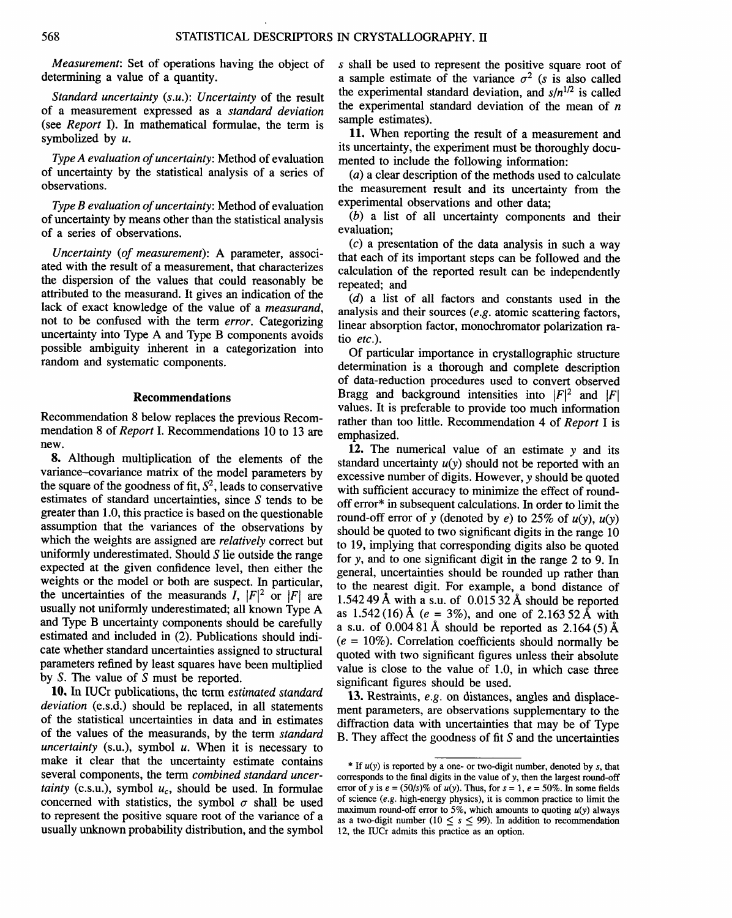*Measurement*: Set of operations having the object of determining a value of a quantity.

*Standard uncertainty (s.u.)*: *Uncertainty* of the result of a measurement expressed as a *standard deviation* (see *Report* I). In mathematical formulae, the term is symbolized by $u$.

*Type A evaluation of uncertainty*: Method of evaluation of uncertainty by the statistical analysis of a series of observations.

*Type B evaluation of uncertainty*: Method of evaluation of uncertainty by means other than the statistical analysis of a series of observations.

*Uncertainty (of measurement)*: A parameter, associated with the result of a measurement, that characterizes the dispersion of the values that could reasonably be attributed to the measurand. It gives an indication of the lack of exact knowledge of the value of a *measurand*, not to be confused with the term *error*. Categorizing uncertainty into Type A and Type B components avoids possible ambiguity inherent in a categorization into random and systematic components.

## Recommendations

Recommendation 8 below replaces the previous Recommendation 8 of *Report* I. Recommendations 10 to 13 are new.

**8.** Although multiplication of the elements of the variance–covariance matrix of the model parameters by the square of the goodness of fit, $S^2$, leads to conservative estimates of standard uncertainties, since $S$ tends to be greater than 1.0, this practice is based on the questionable assumption that the variances of the observations by which the weights are assigned are *relatively* correct but uniformly underestimated. Should $S$ lie outside the range expected at the given confidence level, then either the weights or the model or both are suspect. In particular, the uncertainties of the measurands $I$, $|F|^2$ or $|F|$ are usually not uniformly underestimated; all known Type A and Type B uncertainty components should be carefully estimated and included in (2). Publications should indicate whether standard uncertainties assigned to structural parameters refined by least squares have been multiplied by $S$. The value of $S$ must be reported.

**10.** In IUCr publications, the term *estimated standard deviation* (e.s.d.) should be replaced, in all statements of the statistical uncertainties in data and in estimates of the values of the measurands, by the term *standard uncertainty* (s.u.), symbol $u$. When it is necessary to make it clear that the uncertainty estimate contains several components, the term *combined standard uncertainty* (c.s.u.), symbol $u_c$, should be used. In formulae concerned with statistics, the symbol $\sigma$ shall be used to represent the positive square root of the variance of a usually unknown probability distribution, and the symbol $s$ shall be used to represent the positive square root of a sample estimate of the variance $\sigma^2$ ($s$ is also called the experimental standard deviation, and $s/n^{1/2}$ is called the experimental standard deviation of the mean of $n$ sample estimates).

**11.** When reporting the result of a measurement and its uncertainty, the experiment must be thoroughly documented to include the following information:

(*a*) a clear description of the methods used to calculate the measurement result and its uncertainty from the experimental observations and other data;

(*b*) a list of all uncertainty components and their evaluation;

(*c*) a presentation of the data analysis in such a way that each of its important steps can be followed and the calculation of the reported result can be independently repeated; and

(*d*) a list of all factors and constants used in the analysis and their sources (*e.g.* atomic scattering factors, linear absorption factor, monochromator polarization ratio *etc.*).

Of particular importance in crystallographic structure determination is a thorough and complete description of data-reduction procedures used to convert observed Bragg and background intensities into $|F|^2$ and $|F|$ values. It is preferable to provide too much information rather than too little. Recommendation 4 of *Report* I is emphasized.

**12.** The numerical value of an estimate $y$ and its standard uncertainty $u(y)$ should not be reported with an excessive number of digits. However, $y$ should be quoted with sufficient accuracy to minimize the effect of round-off error* in subsequent calculations. In order to limit the round-off error of $y$ (denoted by $e$) to 25% of $u(y)$, $u(y)$ should be quoted to two significant digits in the range 10 to 19, implying that corresponding digits also be quoted for $y$, and to one significant digit in the range 2 to 9. In general, uncertainties should be rounded up rather than to the nearest digit. For example, a bond distance of 1.542 49 Å with a s.u. of 0.015 32 Å should be reported as 1.542 (16) Å ($e$ = 3%), and one of 2.163 52 Å with a s.u. of 0.004 81 Å should be reported as 2.164 (5) Å ($e$ = 10%). Correlation coefficients should normally be quoted with two significant figures unless their absolute value is close to the value of 1.0, in which case three significant figures should be used.

**13.** Restraints, *e.g.* on distances, angles and displacement parameters, are observations supplementary to the diffraction data with uncertainties that may be of Type B. They affect the goodness of fit $S$ and the uncertainties

\* If $u(y)$ is reported by a one- or two-digit number, denoted by $s$, that corresponds to the final digits in the value of $y$, then the largest round-off error of $y$ is $e = (50/s)$% of $u(y)$. Thus, for $s = 1$, $e$ = 50%. In some fields of science (*e.g.* high-energy physics), it is common practice to limit the maximum round-off error to 5%, which amounts to quoting $u(y)$ always as a two-digit number ($10 \leq s \leq 99$). In addition to recommendation 12, the IUCr admits this practice as an option.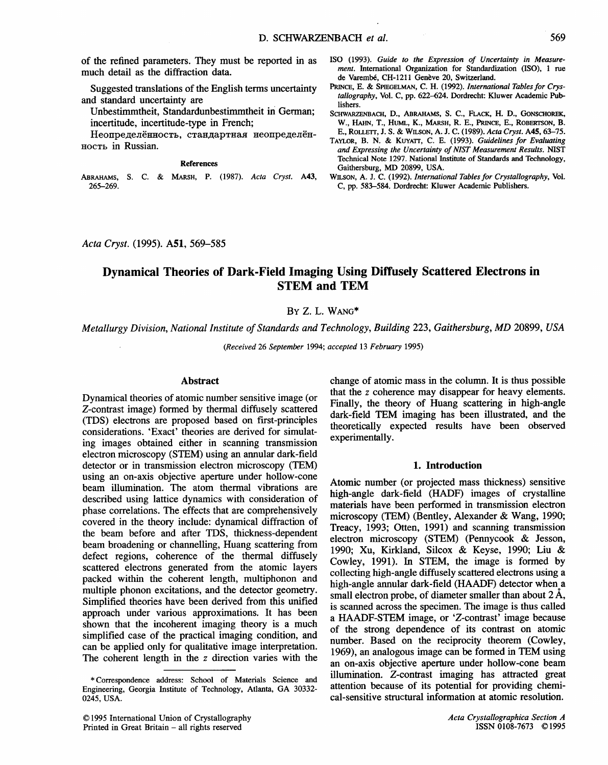of the refined parameters. They must be reported in as much detail as the diffraction data.

Suggested translations of the English terms uncertainty and standard uncertainty are

Unbestimmtheit, Standardunbestimmtheit in German; incertitude, incertitude-type in French;

Неопределённость, стандартная неопределённость in Russian.

### References

ABRAHAMS, S. C. & MARSH, P. (1987). *Acta Cryst.* A43, 265–269.

ISO (1993). *Guide to the Expression of Uncertainty in Measurement.* International Organization for Standardization (ISO), 1 rue de Varembé, CH-1211 Genève 20, Switzerland.

PRINCE, E. & SPIEGELMAN, C. H. (1992). *International Tables for Crystallography*, Vol. C, pp. 622–624. Dordrecht: Kluwer Academic Publishers.

SCHWARZENBACH, D., ABRAHAMS, S. C., FLACK, H. D., GONSCHOREK, W., HAHN, T., HUML, K., MARSH, R. E., PRINCE, E., ROBERTSON, B. E., ROLLETT, J. S. & WILSON, A. J. C. (1989). *Acta Cryst.* A45, 63–75.

TAYLOR, B. N. & KUYATT, C. E. (1993). *Guidelines for Evaluating and Expressing the Uncertainty of NIST Measurement Results.* NIST Technical Note 1297. National Institute of Standards and Technology, Gaithersburg, MD 20899, USA.

WILSON, A. J. C. (1992). *International Tables for Crystallography*, Vol. C, pp. 583–584. Dordrecht: Kluwer Academic Publishers.

*Acta Cryst.* (1995). A51, 569–585

# Dynamical Theories of Dark-Field Imaging Using Diffusely Scattered Electrons in STEM and TEM

BY Z. L. WANG*

*Metallurgy Division, National Institute of Standards and Technology, Building 223, Gaithersburg, MD 20899, USA*

*(Received 26 September 1994; accepted 13 February 1995)*

## Abstract

Dynamical theories of atomic number sensitive image (or Z-contrast image) formed by thermal diffusely scattered (TDS) electrons are proposed based on first-principles considerations. 'Exact' theories are derived for simulating images obtained either in scanning transmission electron microscopy (STEM) using an annular dark-field detector or in transmission electron microscopy (TEM) using an on-axis objective aperture under hollow-cone beam illumination. The atom thermal vibrations are described using lattice dynamics with consideration of phase correlations. The effects that are comprehensively covered in the theory include: dynamical diffraction of the beam before and after TDS, thickness-dependent beam broadening or channelling, Huang scattering from defect regions, coherence of the thermal diffusely scattered electrons generated from the atomic layers packed within the coherent length, multiphonon and multiple phonon excitations, and the detector geometry. Simplified theories have been derived from this unified approach under various approximations. It has been shown that the incoherent imaging theory is a much simplified case of the practical imaging condition, and can be applied only for qualitative image interpretation. The coherent length in the $z$ direction varies with the change of atomic mass in the column. It is thus possible that the $z$ coherence may disappear for heavy elements. Finally, the theory of Huang scattering in high-angle dark-field TEM imaging has been illustrated, and the theoretically expected results have been observed experimentally.

\* Correspondence address: School of Materials Science and Engineering, Georgia Institute of Technology, Atlanta, GA 30332-0245, USA.

## 1. Introduction

Atomic number (or projected mass thickness) sensitive high-angle dark-field (HADF) images of crystalline materials have been performed in transmission electron microscopy (TEM) (Bentley, Alexander & Wang, 1990; Treacy, 1993; Otten, 1991) and scanning transmission electron microscopy (STEM) (Pennycook & Jesson, 1990; Xu, Kirkland, Silcox & Keyse, 1990; Liu & Cowley, 1991). In STEM, the image is formed by collecting high-angle diffusely scattered electrons using a high-angle annular dark-field (HAADF) detector when a small electron probe, of diameter smaller than about 2 Å, is scanned across the specimen. The image is thus called a HAADF-STEM image, or 'Z-contrast' image because of the strong dependence of its contrast on atomic number. Based on the reciprocity theorem (Cowley, 1969), an analogous image can be formed in TEM using an on-axis objective aperture under hollow-cone beam illumination. Z-contrast imaging has attracted great attention because of its potential for providing chemical-sensitive structural information at atomic resolution.

© 1995 International Union of Crystallography
Printed in Great Britain – all rights reserved

*Acta Crystallographica Section A*
ISSN 0108-7673 © 1995